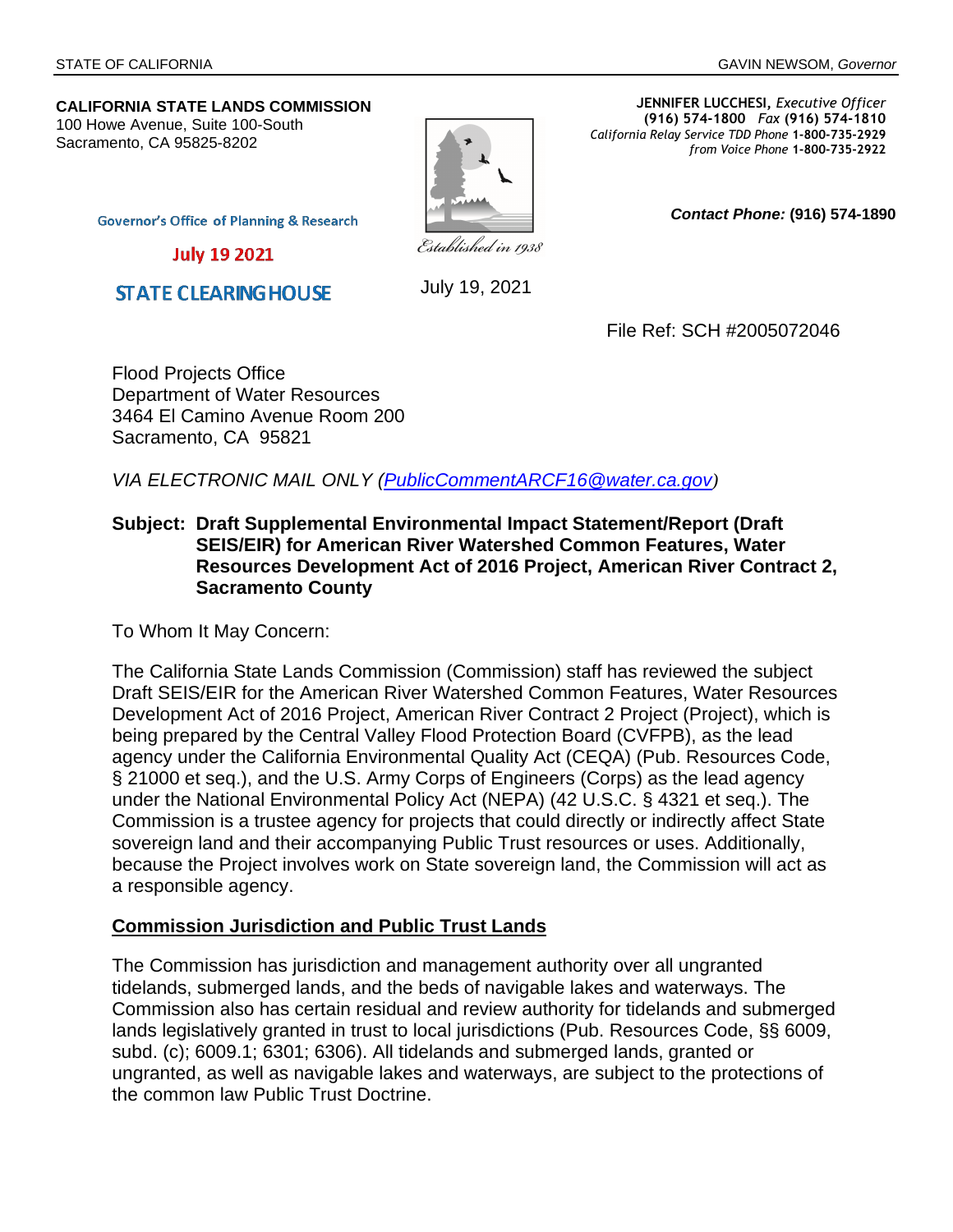STATE OF CALIFORNIA

GAVIN NEWSOM, *Governor*

**CALIFORNIA STATE LANDS COMMISSION**
100 Howe Avenue, Suite 100-South
Sacramento, CA 95825-8202

**JENNIFER LUCCHESI,** *Executive Officer*
**(916) 574-1800** *Fax* **(916) 574-1810**
*California Relay Service TDD Phone* **1-800-735-2929**
*from Voice Phone* **1-800-735-2922**

*Established in 1938*

Governor's Office of Planning & Research

July 19 2021

STATE CLEARINGHOUSE

***Contact Phone:*** **(916) 574-1890**

July 19, 2021

File Ref: SCH #2005072046

Flood Projects Office
Department of Water Resources
3464 El Camino Avenue Room 200
Sacramento, CA 95821

*VIA ELECTRONIC MAIL ONLY (PublicCommentARCF16@water.ca.gov)*

**Subject: Draft Supplemental Environmental Impact Statement/Report (Draft SEIS/EIR) for American River Watershed Common Features, Water Resources Development Act of 2016 Project, American River Contract 2, Sacramento County**

To Whom It May Concern:

The California State Lands Commission (Commission) staff has reviewed the subject Draft SEIS/EIR for the American River Watershed Common Features, Water Resources Development Act of 2016 Project, American River Contract 2 Project (Project), which is being prepared by the Central Valley Flood Protection Board (CVFPB), as the lead agency under the California Environmental Quality Act (CEQA) (Pub. Resources Code, § 21000 et seq.), and the U.S. Army Corps of Engineers (Corps) as the lead agency under the National Environmental Policy Act (NEPA) (42 U.S.C. § 4321 et seq.). The Commission is a trustee agency for projects that could directly or indirectly affect State sovereign land and their accompanying Public Trust resources or uses. Additionally, because the Project involves work on State sovereign land, the Commission will act as a responsible agency.

**Commission Jurisdiction and Public Trust Lands**

The Commission has jurisdiction and management authority over all ungranted tidelands, submerged lands, and the beds of navigable lakes and waterways. The Commission also has certain residual and review authority for tidelands and submerged lands legislatively granted in trust to local jurisdictions (Pub. Resources Code, §§ 6009, subd. (c); 6009.1; 6301; 6306). All tidelands and submerged lands, granted or ungranted, as well as navigable lakes and waterways, are subject to the protections of the common law Public Trust Doctrine.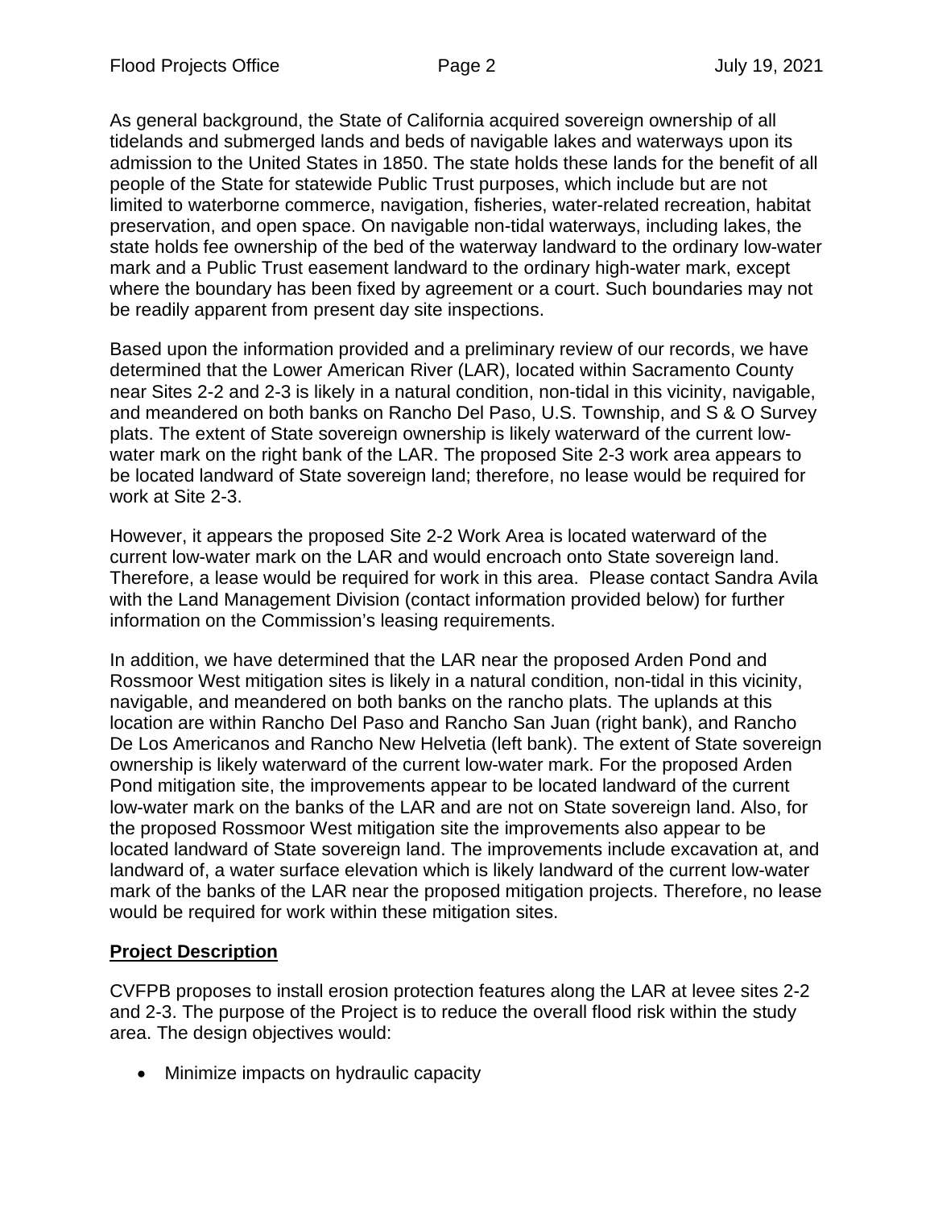As general background, the State of California acquired sovereign ownership of all tidelands and submerged lands and beds of navigable lakes and waterways upon its admission to the United States in 1850. The state holds these lands for the benefit of all people of the State for statewide Public Trust purposes, which include but are not limited to waterborne commerce, navigation, fisheries, water-related recreation, habitat preservation, and open space. On navigable non-tidal waterways, including lakes, the state holds fee ownership of the bed of the waterway landward to the ordinary low-water mark and a Public Trust easement landward to the ordinary high-water mark, except where the boundary has been fixed by agreement or a court. Such boundaries may not be readily apparent from present day site inspections.

Based upon the information provided and a preliminary review of our records, we have determined that the Lower American River (LAR), located within Sacramento County near Sites 2-2 and 2-3 is likely in a natural condition, non-tidal in this vicinity, navigable, and meandered on both banks on Rancho Del Paso, U.S. Township, and S & O Survey plats. The extent of State sovereign ownership is likely waterward of the current low-water mark on the right bank of the LAR. The proposed Site 2-3 work area appears to be located landward of State sovereign land; therefore, no lease would be required for work at Site 2-3.

However, it appears the proposed Site 2-2 Work Area is located waterward of the current low-water mark on the LAR and would encroach onto State sovereign land. Therefore, a lease would be required for work in this area. Please contact Sandra Avila with the Land Management Division (contact information provided below) for further information on the Commission's leasing requirements.

In addition, we have determined that the LAR near the proposed Arden Pond and Rossmoor West mitigation sites is likely in a natural condition, non-tidal in this vicinity, navigable, and meandered on both banks on the rancho plats. The uplands at this location are within Rancho Del Paso and Rancho San Juan (right bank), and Rancho De Los Americanos and Rancho New Helvetia (left bank). The extent of State sovereign ownership is likely waterward of the current low-water mark. For the proposed Arden Pond mitigation site, the improvements appear to be located landward of the current low-water mark on the banks of the LAR and are not on State sovereign land. Also, for the proposed Rossmoor West mitigation site the improvements also appear to be located landward of State sovereign land. The improvements include excavation at, and landward of, a water surface elevation which is likely landward of the current low-water mark of the banks of the LAR near the proposed mitigation projects. Therefore, no lease would be required for work within these mitigation sites.

## Project Description

CVFPB proposes to install erosion protection features along the LAR at levee sites 2-2 and 2-3. The purpose of the Project is to reduce the overall flood risk within the study area. The design objectives would:

- Minimize impacts on hydraulic capacity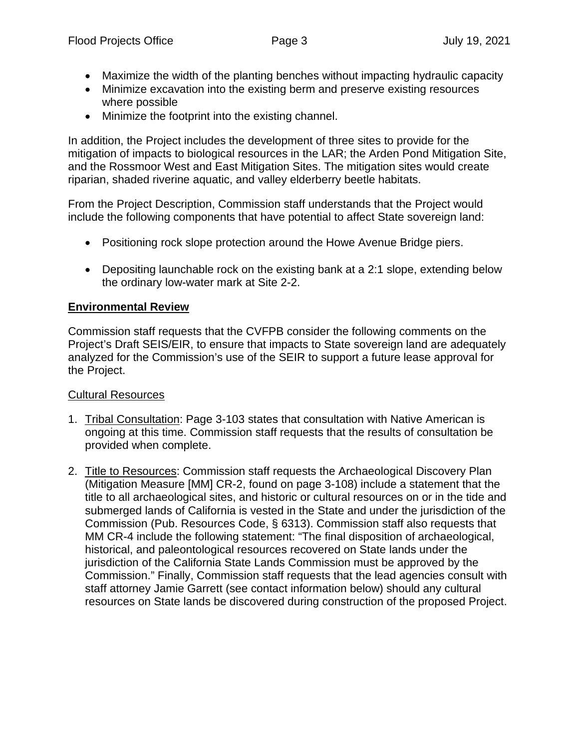- Maximize the width of the planting benches without impacting hydraulic capacity
- Minimize excavation into the existing berm and preserve existing resources where possible
- Minimize the footprint into the existing channel.

In addition, the Project includes the development of three sites to provide for the mitigation of impacts to biological resources in the LAR; the Arden Pond Mitigation Site, and the Rossmoor West and East Mitigation Sites. The mitigation sites would create riparian, shaded riverine aquatic, and valley elderberry beetle habitats.

From the Project Description, Commission staff understands that the Project would include the following components that have potential to affect State sovereign land:

- Positioning rock slope protection around the Howe Avenue Bridge piers.

- Depositing launchable rock on the existing bank at a 2:1 slope, extending below the ordinary low-water mark at Site 2-2.

## Environmental Review

Commission staff requests that the CVFPB consider the following comments on the Project's Draft SEIS/EIR, to ensure that impacts to State sovereign land are adequately analyzed for the Commission's use of the SEIR to support a future lease approval for the Project.

### Cultural Resources

1. Tribal Consultation: Page 3-103 states that consultation with Native American is ongoing at this time. Commission staff requests that the results of consultation be provided when complete.

2. Title to Resources: Commission staff requests the Archaeological Discovery Plan (Mitigation Measure [MM] CR-2, found on page 3-108) include a statement that the title to all archaeological sites, and historic or cultural resources on or in the tide and submerged lands of California is vested in the State and under the jurisdiction of the Commission (Pub. Resources Code, § 6313). Commission staff also requests that MM CR-4 include the following statement: "The final disposition of archaeological, historical, and paleontological resources recovered on State lands under the jurisdiction of the California State Lands Commission must be approved by the Commission." Finally, Commission staff requests that the lead agencies consult with staff attorney Jamie Garrett (see contact information below) should any cultural resources on State lands be discovered during construction of the proposed Project.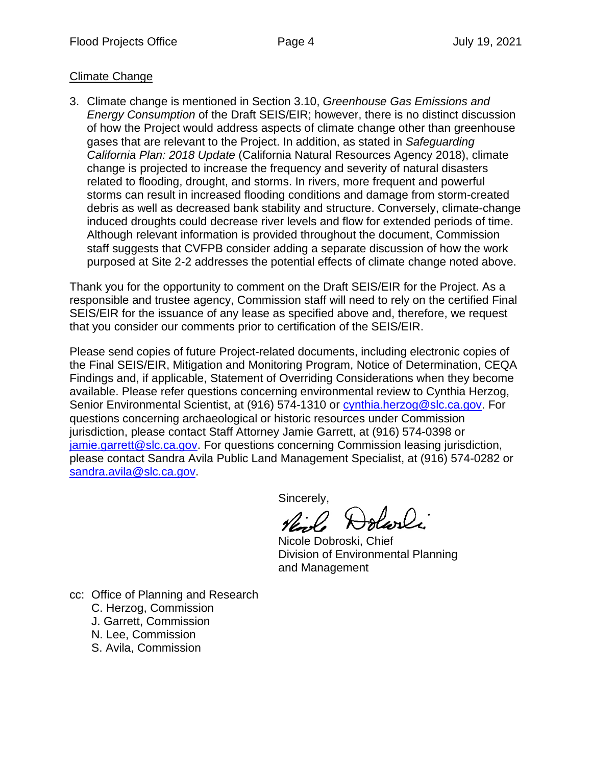Climate Change

3. Climate change is mentioned in Section 3.10, *Greenhouse Gas Emissions and Energy Consumption* of the Draft SEIS/EIR; however, there is no distinct discussion of how the Project would address aspects of climate change other than greenhouse gases that are relevant to the Project. In addition, as stated in *Safeguarding California Plan: 2018 Update* (California Natural Resources Agency 2018), climate change is projected to increase the frequency and severity of natural disasters related to flooding, drought, and storms. In rivers, more frequent and powerful storms can result in increased flooding conditions and damage from storm-created debris as well as decreased bank stability and structure. Conversely, climate-change induced droughts could decrease river levels and flow for extended periods of time. Although relevant information is provided throughout the document, Commission staff suggests that CVFPB consider adding a separate discussion of how the work purposed at Site 2-2 addresses the potential effects of climate change noted above.

Thank you for the opportunity to comment on the Draft SEIS/EIR for the Project. As a responsible and trustee agency, Commission staff will need to rely on the certified Final SEIS/EIR for the issuance of any lease as specified above and, therefore, we request that you consider our comments prior to certification of the SEIS/EIR.

Please send copies of future Project-related documents, including electronic copies of the Final SEIS/EIR, Mitigation and Monitoring Program, Notice of Determination, CEQA Findings and, if applicable, Statement of Overriding Considerations when they become available. Please refer questions concerning environmental review to Cynthia Herzog, Senior Environmental Scientist, at (916) 574-1310 or cynthia.herzog@slc.ca.gov. For questions concerning archaeological or historic resources under Commission jurisdiction, please contact Staff Attorney Jamie Garrett, at (916) 574-0398 or jamie.garrett@slc.ca.gov. For questions concerning Commission leasing jurisdiction, please contact Sandra Avila Public Land Management Specialist, at (916) 574-0282 or sandra.avila@slc.ca.gov.

Sincerely,

Nicole Dobroski

Nicole Dobroski, Chief
Division of Environmental Planning and Management

cc: Office of Planning and Research
C. Herzog, Commission
J. Garrett, Commission
N. Lee, Commission
S. Avila, Commission